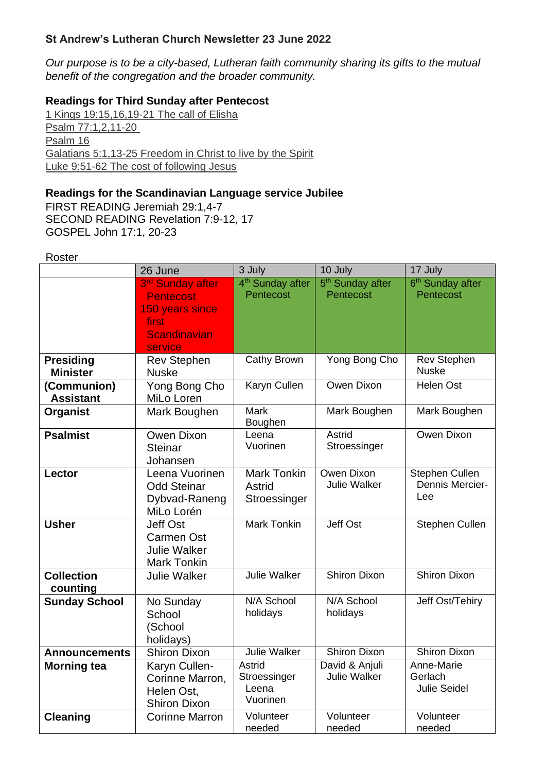**St Andrew's Lutheran Church Newsletter 23 June 2022**

*Our purpose is to be a city-based, Lutheran faith community sharing its gifts to the mutual benefit of the congregation and the broader community.*

**Readings for Third Sunday after Pentecost**

1 Kings 19:15,16,19-21 The call of Elisha
Psalm 77:1,2,11-20
Psalm 16
Galatians 5:1,13-25 Freedom in Christ to live by the Spirit
Luke 9:51-62 The cost of following Jesus

**Readings for the Scandinavian Language service Jubilee**

FIRST READING Jeremiah 29:1,4-7
SECOND READING Revelation 7:9-12, 17
GOSPEL John 17:1, 20-23

Roster

| | 26 June | 3 July | 10 July | 17 July |
|---|---|---|---|---|
| | 3rd Sunday after Pentecost 150 years since first Scandinavian service | 4th Sunday after Pentecost | 5th Sunday after Pentecost | 6th Sunday after Pentecost |
| **Presiding Minister** | Rev Stephen Nuske | Cathy Brown | Yong Bong Cho | Rev Stephen Nuske |
| **(Communion) Assistant** | Yong Bong Cho MiLo Loren | Karyn Cullen | Owen Dixon | Helen Ost |
| **Organist** | Mark Boughen | Mark Boughen | Mark Boughen | Mark Boughen |
| **Psalmist** | Owen Dixon Steinar Johansen | Leena Vuorinen | Astrid Stroessinger | Owen Dixon |
| **Lector** | Leena Vuorinen Odd Steinar Dybvad-Raneng MiLo Lorén | Mark Tonkin Astrid Stroessinger | Owen Dixon Julie Walker | Stephen Cullen Dennis Mercier-Lee |
| **Usher** | Jeff Ost Carmen Ost Julie Walker Mark Tonkin | Mark Tonkin | Jeff Ost | Stephen Cullen |
| **Collection counting** | Julie Walker | Julie Walker | Shiron Dixon | Shiron Dixon |
| **Sunday School** | No Sunday School (School holidays) | N/A School holidays | N/A School holidays | Jeff Ost/Tehiry |
| **Announcements** | Shiron Dixon | Julie Walker | Shiron Dixon | Shiron Dixon |
| **Morning tea** | Karyn Cullen-Corinne Marron, Helen Ost, Shiron Dixon | Astrid Stroessinger Leena Vuorinen | David & Anjuli Julie Walker | Anne-Marie Gerlach Julie Seidel |
| **Cleaning** | Corinne Marron | Volunteer needed | Volunteer needed | Volunteer needed |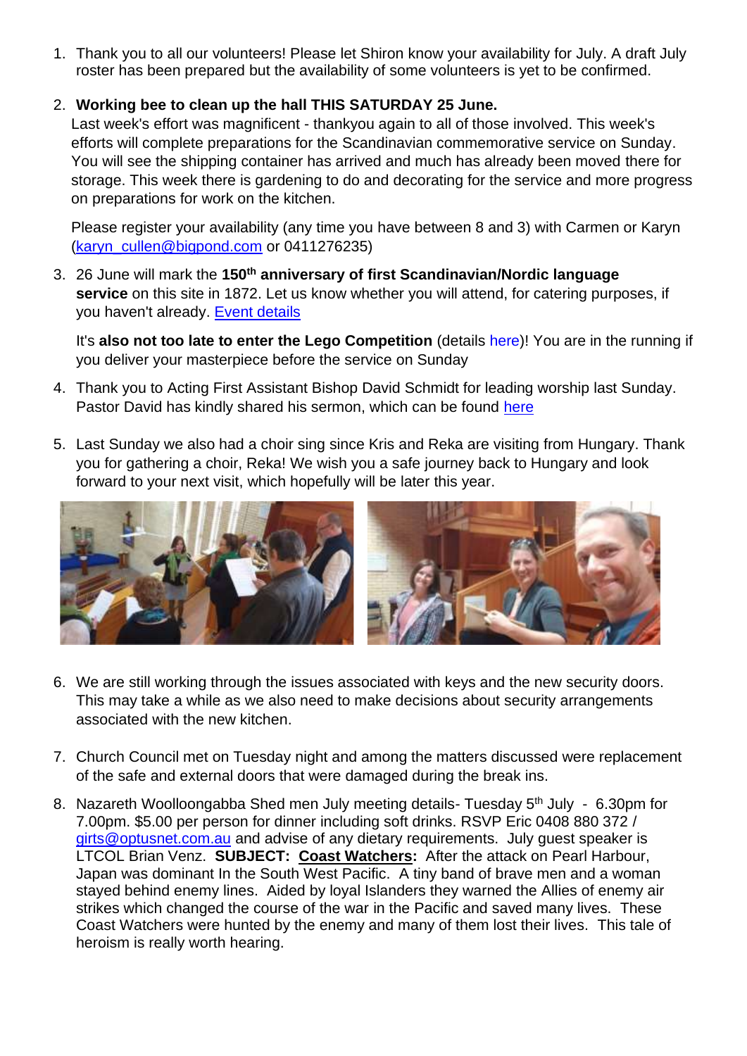1. Thank you to all our volunteers! Please let Shiron know your availability for July. A draft July roster has been prepared but the availability of some volunteers is yet to be confirmed.

2. **Working bee to clean up the hall THIS SATURDAY 25 June.**
   Last week's effort was magnificent - thankyou again to all of those involved. This week's efforts will complete preparations for the Scandinavian commemorative service on Sunday. You will see the shipping container has arrived and much has already been moved there for storage. This week there is gardening to do and decorating for the service and more progress on preparations for work on the kitchen.

   Please register your availability (any time you have between 8 and 3) with Carmen or Karyn (karyn_cullen@bigpond.com or 0411276235)

3. 26 June will mark the **150th anniversary of first Scandinavian/Nordic language service** on this site in 1872. Let us know whether you will attend, for catering purposes, if you haven't already. Event details

   It's **also not too late to enter the Lego Competition** (details here)! You are in the running if you deliver your masterpiece before the service on Sunday

4. Thank you to Acting First Assistant Bishop David Schmidt for leading worship last Sunday. Pastor David has kindly shared his sermon, which can be found here

5. Last Sunday we also had a choir sing since Kris and Reka are visiting from Hungary. Thank you for gathering a choir, Reka! We wish you a safe journey back to Hungary and look forward to your next visit, which hopefully will be later this year.

6. We are still working through the issues associated with keys and the new security doors. This may take a while as we also need to make decisions about security arrangements associated with the new kitchen.

7. Church Council met on Tuesday night and among the matters discussed were replacement of the safe and external doors that were damaged during the break ins.

8. Nazareth Woolloongabba Shed men July meeting details- Tuesday 5th July - 6.30pm for 7.00pm. $5.00 per person for dinner including soft drinks. RSVP Eric 0408 880 372 / girts@optusnet.com.au and advise of any dietary requirements. July guest speaker is LTCOL Brian Venz. **SUBJECT: Coast Watchers:** After the attack on Pearl Harbour, Japan was dominant In the South West Pacific. A tiny band of brave men and a woman stayed behind enemy lines. Aided by loyal Islanders they warned the Allies of enemy air strikes which changed the course of the war in the Pacific and saved many lives. These Coast Watchers were hunted by the enemy and many of them lost their lives. This tale of heroism is really worth hearing.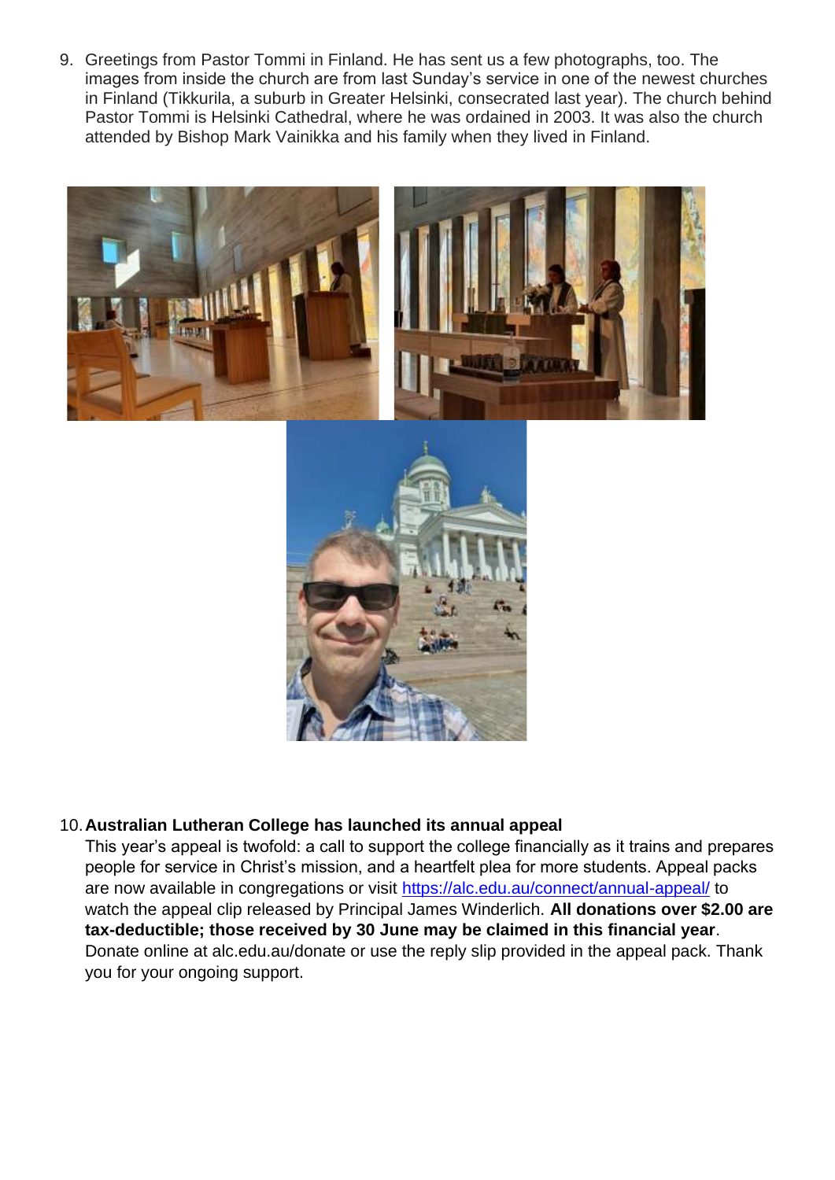9. Greetings from Pastor Tommi in Finland. He has sent us a few photographs, too. The images from inside the church are from last Sunday's service in one of the newest churches in Finland (Tikkurila, a suburb in Greater Helsinki, consecrated last year). The church behind Pastor Tommi is Helsinki Cathedral, where he was ordained in 2003. It was also the church attended by Bishop Mark Vainikka and his family when they lived in Finland.

10. **Australian Lutheran College has launched its annual appeal**
    This year's appeal is twofold: a call to support the college financially as it trains and prepares people for service in Christ's mission, and a heartfelt plea for more students. Appeal packs are now available in congregations or visit [https://alc.edu.au/connect/annual-appeal/](https://alc.edu.au/connect/annual-appeal/) to watch the appeal clip released by Principal James Winderlich. **All donations over $2.00 are tax-deductible; those received by 30 June may be claimed in this financial year**. Donate online at alc.edu.au/donate or use the reply slip provided in the appeal pack. Thank you for your ongoing support.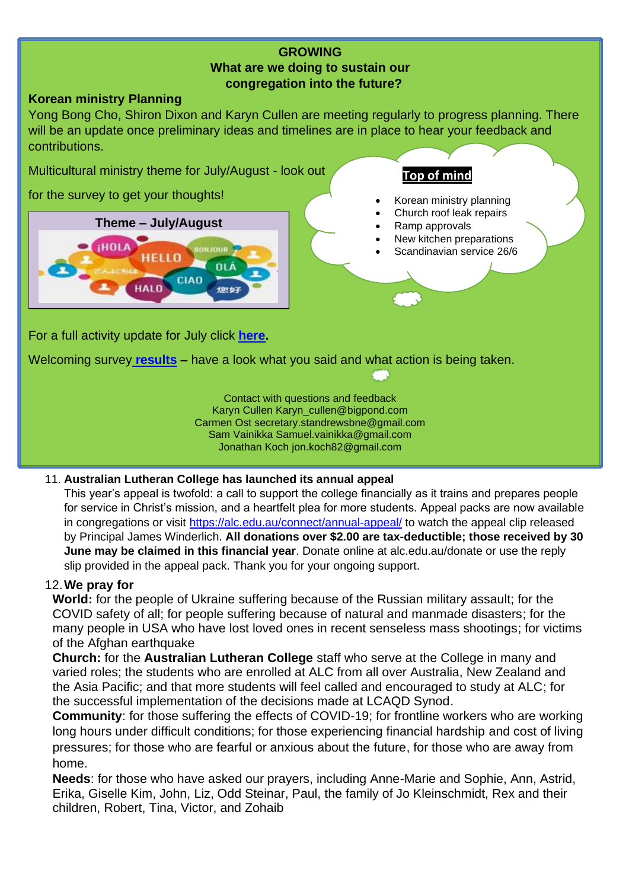**GROWING**
**What are we doing to sustain our congregation into the future?**

**Korean ministry Planning**
Yong Bong Cho, Shiron Dixon and Karyn Cullen are meeting regularly to progress planning. There will be an update once preliminary ideas and timelines are in place to hear your feedback and contributions.

Multicultural ministry theme for July/August - look out for the survey to get your thoughts!

**Theme – July/August**

**Top of mind**

- Korean ministry planning
- Church roof leak repairs
- Ramp approvals
- New kitchen preparations
- Scandinavian service 26/6

For a full activity update for July click **here**.

Welcoming survey **results** – have a look what you said and what action is being taken.

Contact with questions and feedback
Karyn Cullen Karyn_cullen@bigpond.com
Carmen Ost secretary.standrewsbne@gmail.com
Sam Vainikka Samuel.vainikka@gmail.com
Jonathan Koch jon.koch82@gmail.com

11. **Australian Lutheran College has launched its annual appeal**
This year's appeal is twofold: a call to support the college financially as it trains and prepares people for service in Christ's mission, and a heartfelt plea for more students. Appeal packs are now available in congregations or visit https://alc.edu.au/connect/annual-appeal/ to watch the appeal clip released by Principal James Winderlich. **All donations over $2.00 are tax-deductible; those received by 30 June may be claimed in this financial year**. Donate online at alc.edu.au/donate or use the reply slip provided in the appeal pack. Thank you for your ongoing support.

12. **We pray for**
**World:** for the people of Ukraine suffering because of the Russian military assault; for the COVID safety of all; for people suffering because of natural and manmade disasters; for the many people in USA who have lost loved ones in recent senseless mass shootings; for victims of the Afghan earthquake
**Church:** for the **Australian Lutheran College** staff who serve at the College in many and varied roles; the students who are enrolled at ALC from all over Australia, New Zealand and the Asia Pacific; and that more students will feel called and encouraged to study at ALC; for the successful implementation of the decisions made at LCAQD Synod.
**Community**: for those suffering the effects of COVID-19; for frontline workers who are working long hours under difficult conditions; for those experiencing financial hardship and cost of living pressures; for those who are fearful or anxious about the future, for those who are away from home.
**Needs**: for those who have asked our prayers, including Anne-Marie and Sophie, Ann, Astrid, Erika, Giselle Kim, John, Liz, Odd Steinar, Paul, the family of Jo Kleinschmidt, Rex and their children, Robert, Tina, Victor, and Zohaib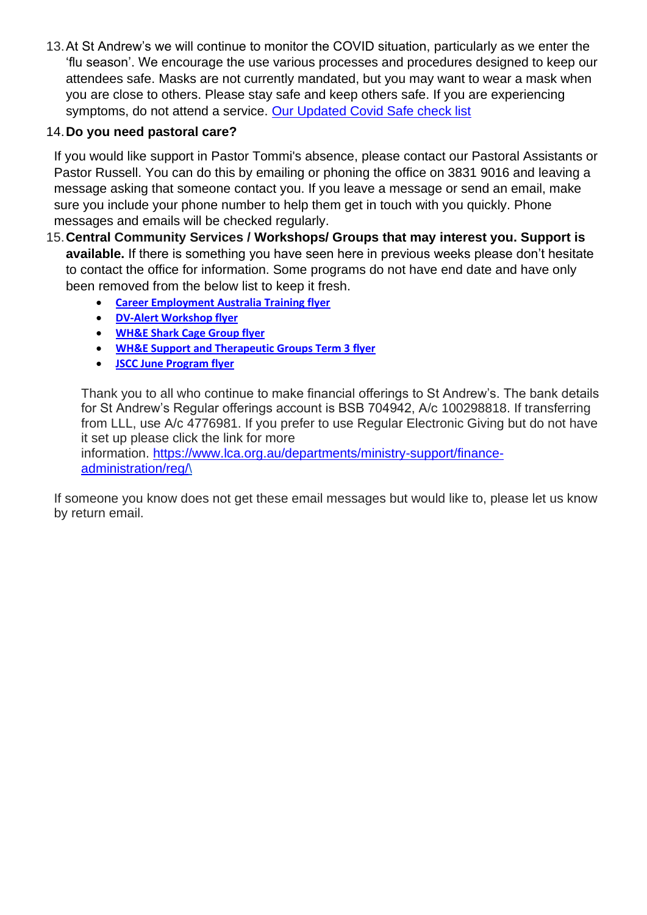13. At St Andrew's we will continue to monitor the COVID situation, particularly as we enter the 'flu season'. We encourage the use various processes and procedures designed to keep our attendees safe. Masks are not currently mandated, but you may want to wear a mask when you are close to others. Please stay safe and keep others safe. If you are experiencing symptoms, do not attend a service. Our Updated Covid Safe check list

14. **Do you need pastoral care?**

If you would like support in Pastor Tommi's absence, please contact our Pastoral Assistants or Pastor Russell. You can do this by emailing or phoning the office on 3831 9016 and leaving a message asking that someone contact you. If you leave a message or send an email, make sure you include your phone number to help them get in touch with you quickly. Phone messages and emails will be checked regularly.

15. **Central Community Services / Workshops/ Groups that may interest you. Support is available.** If there is something you have seen here in previous weeks please don't hesitate to contact the office for information. Some programs do not have end date and have only been removed from the below list to keep it fresh.
    - **Career Employment Australia Training flyer**
    - **DV-Alert Workshop flyer**
    - **WH&E Shark Cage Group flyer**
    - **WH&E Support and Therapeutic Groups Term 3 flyer**
    - **JSCC June Program flyer**

    Thank you to all who continue to make financial offerings to St Andrew's. The bank details for St Andrew's Regular offerings account is BSB 704942, A/c 100298818. If transferring from LLL, use A/c 4776981. If you prefer to use Regular Electronic Giving but do not have it set up please click the link for more information. https://www.lca.org.au/departments/ministry-support/finance-administration/reg/\

If someone you know does not get these email messages but would like to, please let us know by return email.